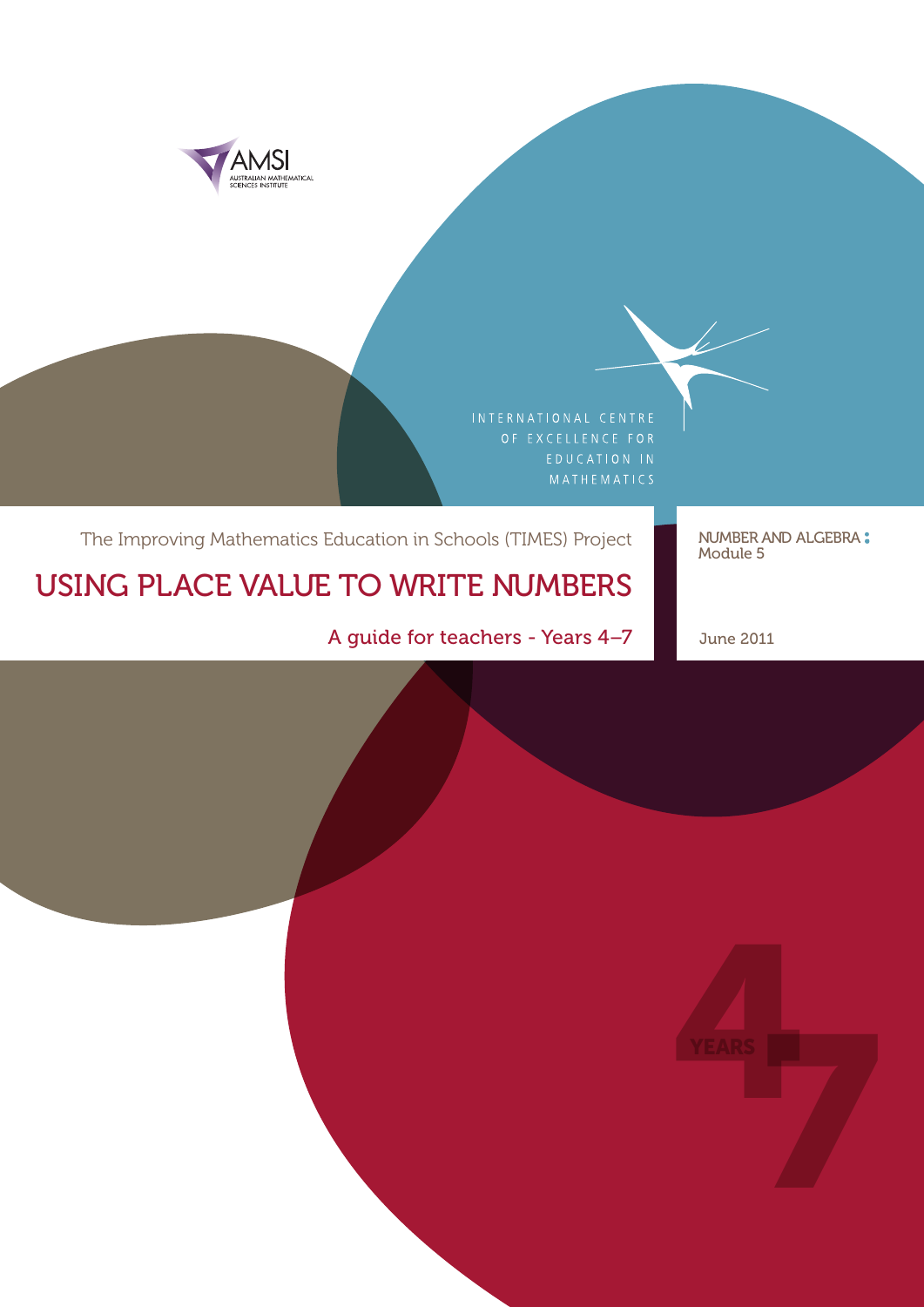AMSI
AUSTRALIAN MATHEMATICAL SCIENCES INSTITUTE

INTERNATIONAL CENTRE OF EXCELLENCE FOR EDUCATION IN MATHEMATICS

The Improving Mathematics Education in Schools (TIMES) Project

# USING PLACE VALUE TO WRITE NUMBERS

A guide for teachers - Years 4–7

NUMBER AND ALGEBRA : Module 5

June 2011

YEARS 4–7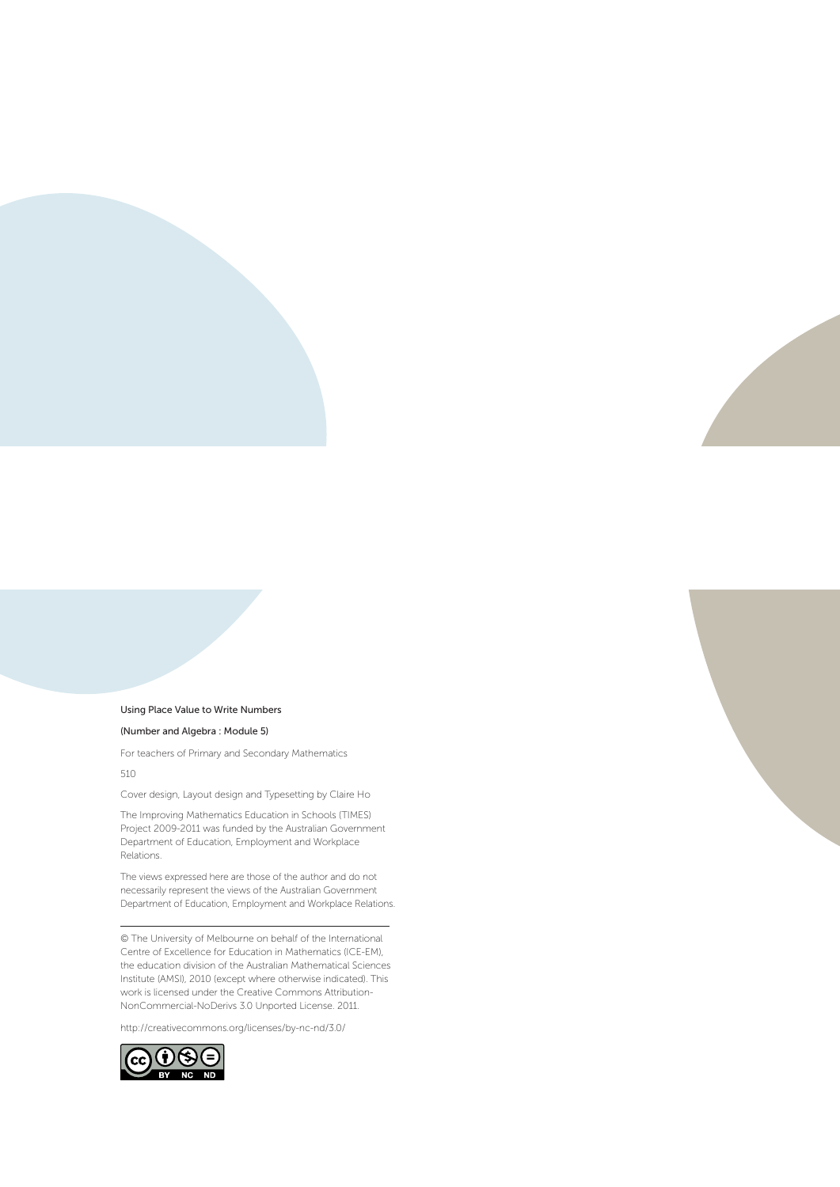Using Place Value to Write Numbers

(Number and Algebra : Module 5)

For teachers of Primary and Secondary Mathematics

510

Cover design, Layout design and Typesetting by Claire Ho

The Improving Mathematics Education in Schools (TIMES) Project 2009-2011 was funded by the Australian Government Department of Education, Employment and Workplace Relations.

The views expressed here are those of the author and do not necessarily represent the views of the Australian Government Department of Education, Employment and Workplace Relations.

---

© The University of Melbourne on behalf of the International Centre of Excellence for Education in Mathematics (ICE-EM), the education division of the Australian Mathematical Sciences Institute (AMSI), 2010 (except where otherwise indicated). This work is licensed under the Creative Commons Attribution-NonCommercial-NoDerivs 3.0 Unported License. 2011.

http://creativecommons.org/licenses/by-nc-nd/3.0/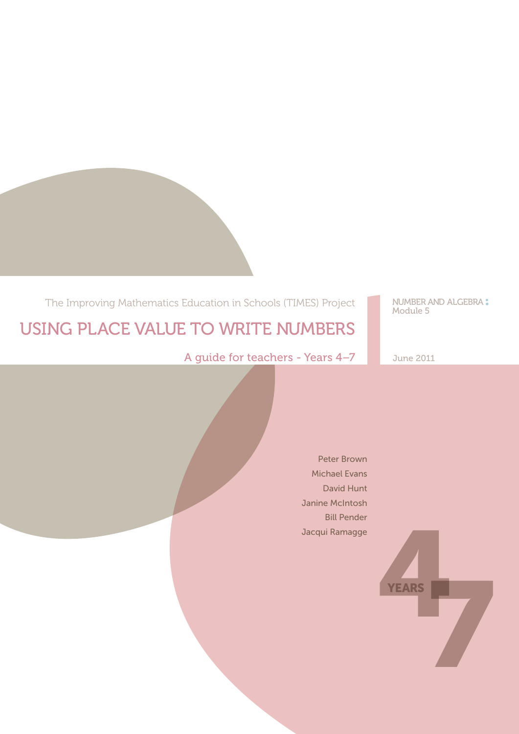The Improving Mathematics Education in Schools (TIMES) Project

# USING PLACE VALUE TO WRITE NUMBERS

A guide for teachers - Years 4–7

NUMBER AND ALGEBRA : Module 5

June 2011

Peter Brown
Michael Evans
David Hunt
Janine McIntosh
Bill Pender
Jacqui Ramagge

YEARS 4 7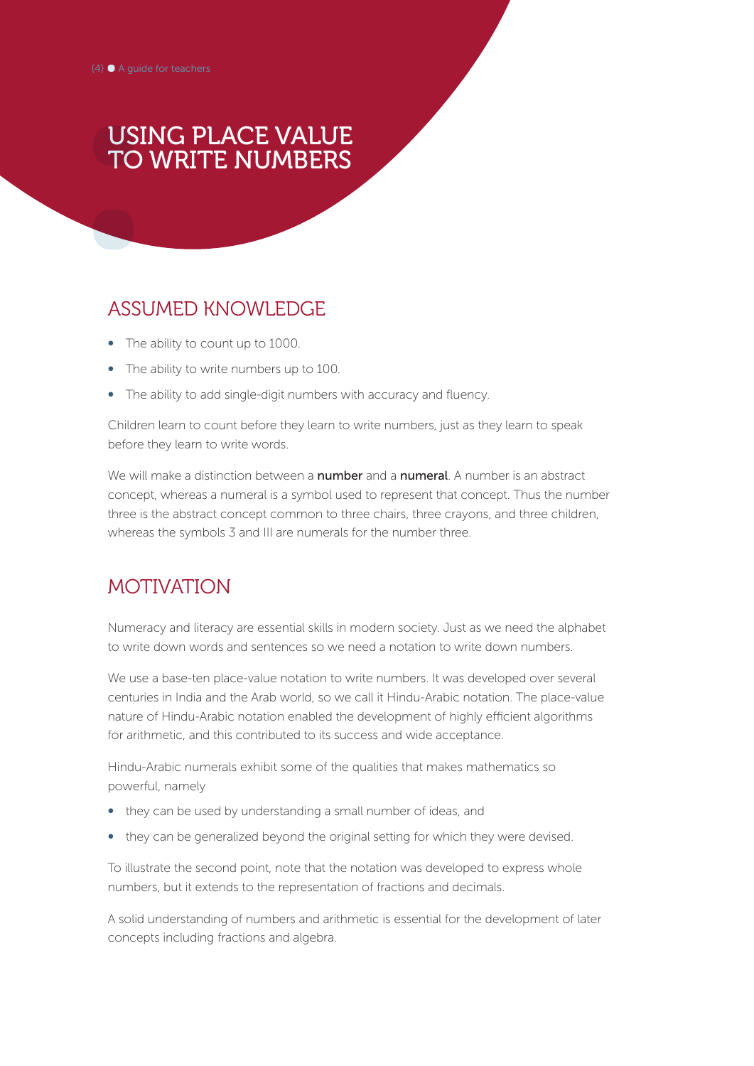# USING PLACE VALUE TO WRITE NUMBERS

## ASSUMED KNOWLEDGE

- The ability to count up to 1000.
- The ability to write numbers up to 100.
- The ability to add single-digit numbers with accuracy and fluency.

Children learn to count before they learn to write numbers, just as they learn to speak before they learn to write words.

We will make a distinction between a **number** and a **numeral**. A number is an abstract concept, whereas a numeral is a symbol used to represent that concept. Thus the number three is the abstract concept common to three chairs, three crayons, and three children, whereas the symbols 3 and III are numerals for the number three.

## MOTIVATION

Numeracy and literacy are essential skills in modern society. Just as we need the alphabet to write down words and sentences so we need a notation to write down numbers.

We use a base-ten place-value notation to write numbers. It was developed over several centuries in India and the Arab world, so we call it Hindu-Arabic notation. The place-value nature of Hindu-Arabic notation enabled the development of highly efficient algorithms for arithmetic, and this contributed to its success and wide acceptance.

Hindu-Arabic numerals exhibit some of the qualities that makes mathematics so powerful, namely

- they can be used by understanding a small number of ideas, and
- they can be generalized beyond the original setting for which they were devised.

To illustrate the second point, note that the notation was developed to express whole numbers, but it extends to the representation of fractions and decimals.

A solid understanding of numbers and arithmetic is essential for the development of later concepts including fractions and algebra.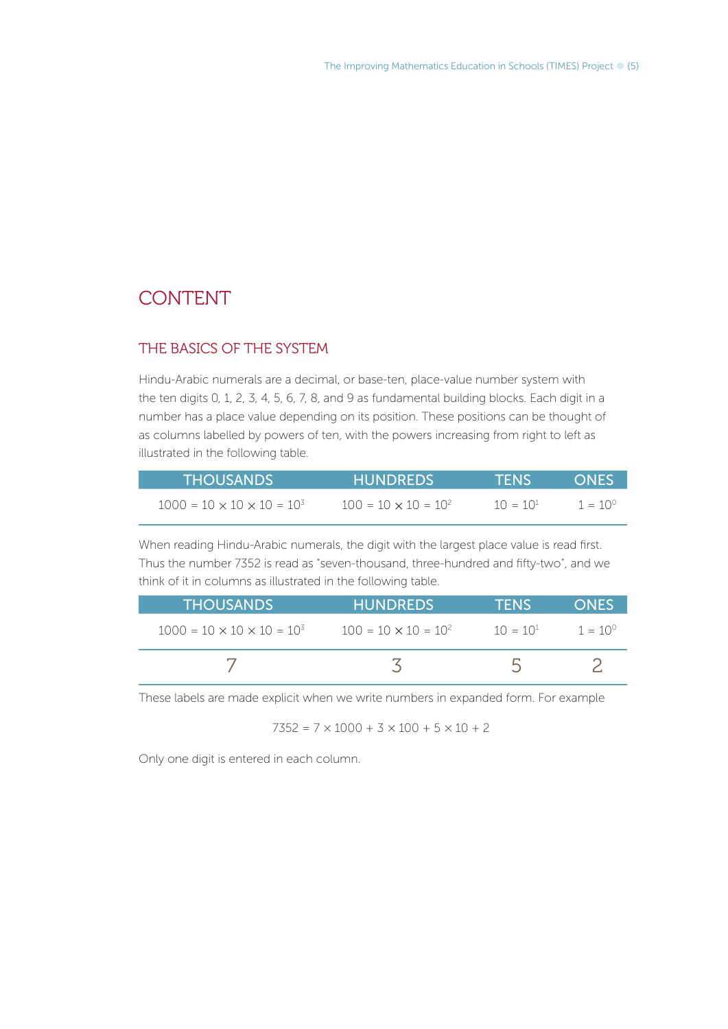# CONTENT

## THE BASICS OF THE SYSTEM

Hindu-Arabic numerals are a decimal, or base-ten, place-value number system with the ten digits 0, 1, 2, 3, 4, 5, 6, 7, 8, and 9 as fundamental building blocks. Each digit in a number has a place value depending on its position. These positions can be thought of as columns labelled by powers of ten, with the powers increasing from right to left as illustrated in the following table.

| THOUSANDS | HUNDREDS | TENS | ONES |
|---|---|---|---|
| $1000 = 10 \times 10 \times 10 = 10^3$ | $100 = 10 \times 10 = 10^2$ | $10 = 10^1$ | $1 = 10^0$ |

When reading Hindu-Arabic numerals, the digit with the largest place value is read first. Thus the number 7352 is read as "seven-thousand, three-hundred and fifty-two", and we think of it in columns as illustrated in the following table.

| THOUSANDS | HUNDREDS | TENS | ONES |
|---|---|---|---|
| $1000 = 10 \times 10 \times 10 = 10^3$ | $100 = 10 \times 10 = 10^2$ | $10 = 10^1$ | $1 = 10^0$ |
| 7 | 3 | 5 | 2 |

These labels are made explicit when we write numbers in expanded form. For example

$$7352 = 7 \times 1000 + 3 \times 100 + 5 \times 10 + 2$$

Only one digit is entered in each column.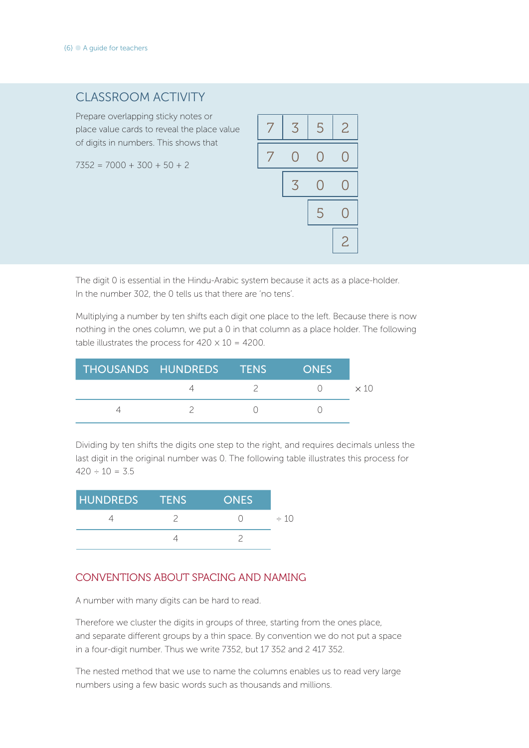## CLASSROOM ACTIVITY

Prepare overlapping sticky notes or place value cards to reveal the place value of digits in numbers. This shows that

7352 = 7000 + 300 + 50 + 2

| 7 | 3 | 5 | 2 |
|---|---|---|---|
| 7 | 0 | 0 | 0 |
| | 3 | 0 | 0 |
| | | 5 | 0 |
| | | | 2 |

The digit 0 is essential in the Hindu-Arabic system because it acts as a place-holder. In the number 302, the 0 tells us that there are 'no tens'.

Multiplying a number by ten shifts each digit one place to the left. Because there is now nothing in the ones column, we put a 0 in that column as a place holder. The following table illustrates the process for 420 × 10 = 4200.

| THOUSANDS | HUNDREDS | TENS | ONES | |
|---|---|---|---|---|
| | 4 | 2 | 0 | × 10 |
| 4 | 2 | 0 | 0 | |

Dividing by ten shifts the digits one step to the right, and requires decimals unless the last digit in the original number was 0. The following table illustrates this process for 420 ÷ 10 = 3.5

| HUNDREDS | TENS | ONES | |
|---|---|---|---|
| 4 | 2 | 0 | ÷ 10 |
| | 4 | 2 | |

## CONVENTIONS ABOUT SPACING AND NAMING

A number with many digits can be hard to read.

Therefore we cluster the digits in groups of three, starting from the ones place, and separate different groups by a thin space. By convention we do not put a space in a four-digit number. Thus we write 7352, but 17 352 and 2 417 352.

The nested method that we use to name the columns enables us to read very large numbers using a few basic words such as thousands and millions.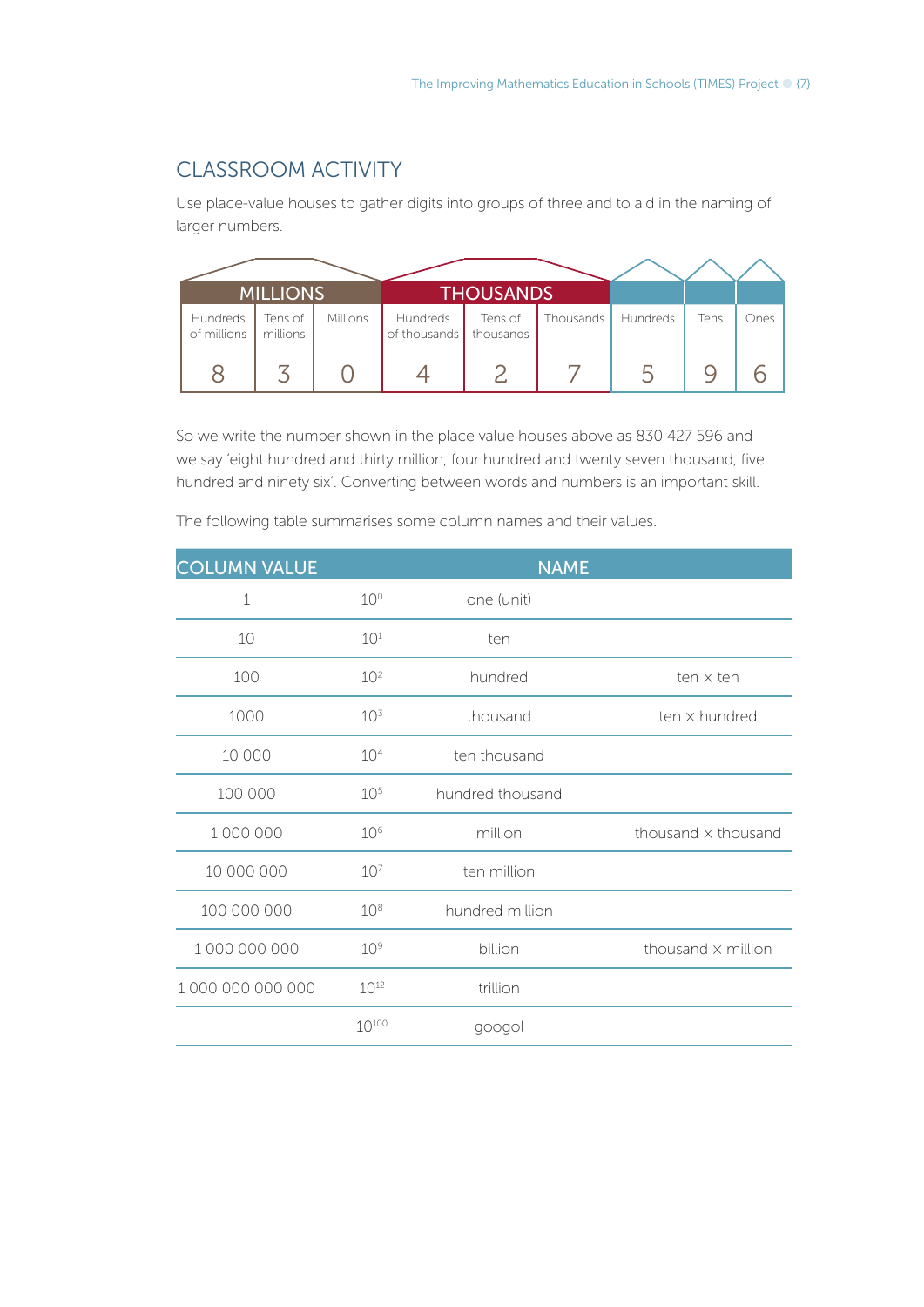## CLASSROOM ACTIVITY

Use place-value houses to gather digits into groups of three and to aid in the naming of larger numbers.

| MILLIONS | | | THOUSANDS | | | | | |
|---|---|---|---|---|---|---|---|---|
| Hundreds of millions | Tens of millions | Millions | Hundreds of thousands | Tens of thousands | Thousands | Hundreds | Tens | Ones |
| 8 | 3 | 0 | 4 | 2 | 7 | 5 | 9 | 6 |

So we write the number shown in the place value houses above as 830 427 596 and we say 'eight hundred and thirty million, four hundred and twenty seven thousand, five hundred and ninety six'. Converting between words and numbers is an important skill.

The following table summarises some column names and their values.

| COLUMN VALUE | | NAME | |
|---|---|---|---|
| 1 | $10^0$ | one (unit) | |
| 10 | $10^1$ | ten | |
| 100 | $10^2$ | hundred | ten × ten |
| 1000 | $10^3$ | thousand | ten × hundred |
| 10 000 | $10^4$ | ten thousand | |
| 100 000 | $10^5$ | hundred thousand | |
| 1 000 000 | $10^6$ | million | thousand × thousand |
| 10 000 000 | $10^7$ | ten million | |
| 100 000 000 | $10^8$ | hundred million | |
| 1 000 000 000 | $10^9$ | billion | thousand × million |
| 1 000 000 000 000 | $10^{12}$ | trillion | |
| | $10^{100}$ | googol | |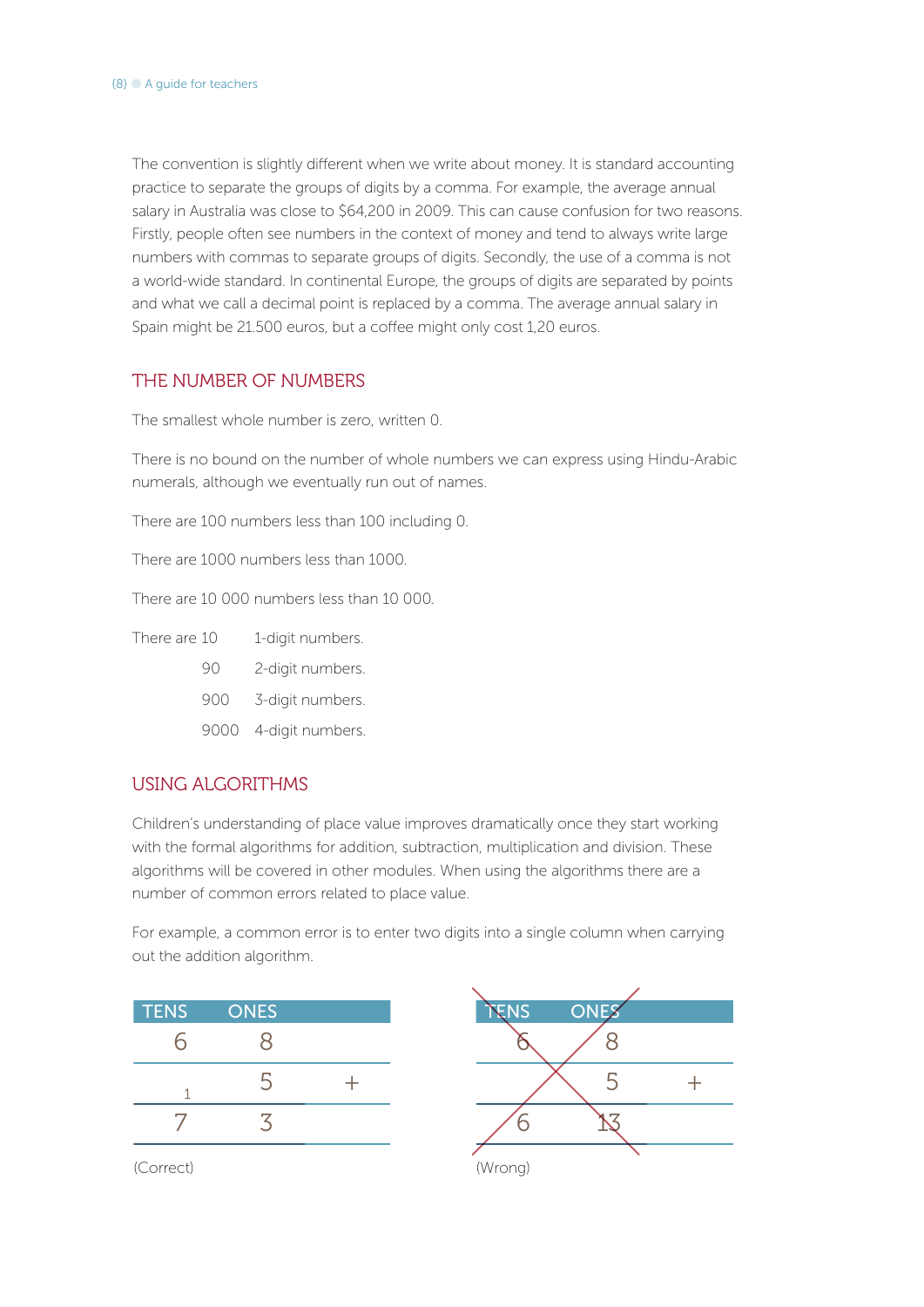The convention is slightly different when we write about money. It is standard accounting practice to separate the groups of digits by a comma. For example, the average annual salary in Australia was close to $64,200 in 2009. This can cause confusion for two reasons. Firstly, people often see numbers in the context of money and tend to always write large numbers with commas to separate groups of digits. Secondly, the use of a comma is not a world-wide standard. In continental Europe, the groups of digits are separated by points and what we call a decimal point is replaced by a comma. The average annual salary in Spain might be 21.500 euros, but a coffee might only cost 1,20 euros.

## THE NUMBER OF NUMBERS

The smallest whole number is zero, written 0.

There is no bound on the number of whole numbers we can express using Hindu-Arabic numerals, although we eventually run out of names.

There are 100 numbers less than 100 including 0.

There are 1000 numbers less than 1000.

There are 10 000 numbers less than 10 000.

| There are 10 | 1-digit numbers. |
|---|---|
| 90 | 2-digit numbers. |
| 900 | 3-digit numbers. |
| 9000 | 4-digit numbers. |

## USING ALGORITHMS

Children's understanding of place value improves dramatically once they start working with the formal algorithms for addition, subtraction, multiplication and division. These algorithms will be covered in other modules. When using the algorithms there are a number of common errors related to place value.

For example, a common error is to enter two digits into a single column when carrying out the addition algorithm.

| TENS | ONES | |
|---|---|---|
| 6 | 8 | |
| 1 | 5 | + |
| 7 | 3 | |

(Correct)

| TENS | ONES | |
|---|---|---|
| 6 | 8 | |
| | 5 | + |
| 6 | 13 | |

(Wrong)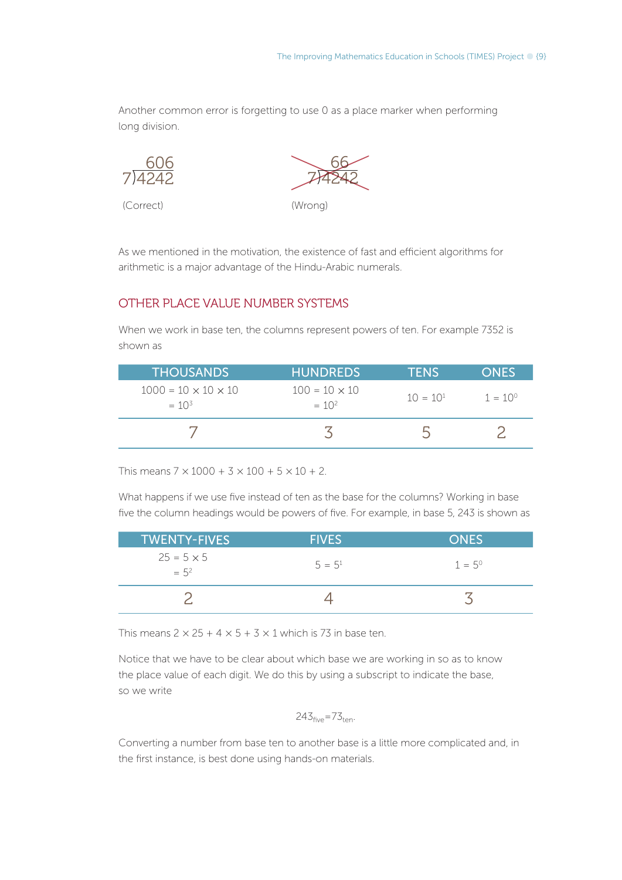Another common error is forgetting to use 0 as a place marker when performing long division.

$$7\overline{)4242}^{\;606}$$

(Correct)

$$7\overline{)4242}^{\;66}$$

(Wrong)

As we mentioned in the motivation, the existence of fast and efficient algorithms for arithmetic is a major advantage of the Hindu-Arabic numerals.

## OTHER PLACE VALUE NUMBER SYSTEMS

When we work in base ten, the columns represent powers of ten. For example 7352 is shown as

| THOUSANDS | HUNDREDS | TENS | ONES |
|---|---|---|---|
| $1000 = 10 \times 10 \times 10 = 10^3$ | $100 = 10 \times 10 = 10^2$ | $10 = 10^1$ | $1 = 10^0$ |
| 7 | 3 | 5 | 2 |

This means $7 \times 1000 + 3 \times 100 + 5 \times 10 + 2$.

What happens if we use five instead of ten as the base for the columns? Working in base five the column headings would be powers of five. For example, in base 5, 243 is shown as

| TWENTY-FIVES | FIVES | ONES |
|---|---|---|
| $25 = 5 \times 5 = 5^2$ | $5 = 5^1$ | $1 = 5^0$ |
| 2 | 4 | 3 |

This means $2 \times 25 + 4 \times 5 + 3 \times 1$ which is 73 in base ten.

Notice that we have to be clear about which base we are working in so as to know the place value of each digit. We do this by using a subscript to indicate the base, so we write

$$243_{\text{five}} = 73_{\text{ten}}.$$

Converting a number from base ten to another base is a little more complicated and, in the first instance, is best done using hands-on materials.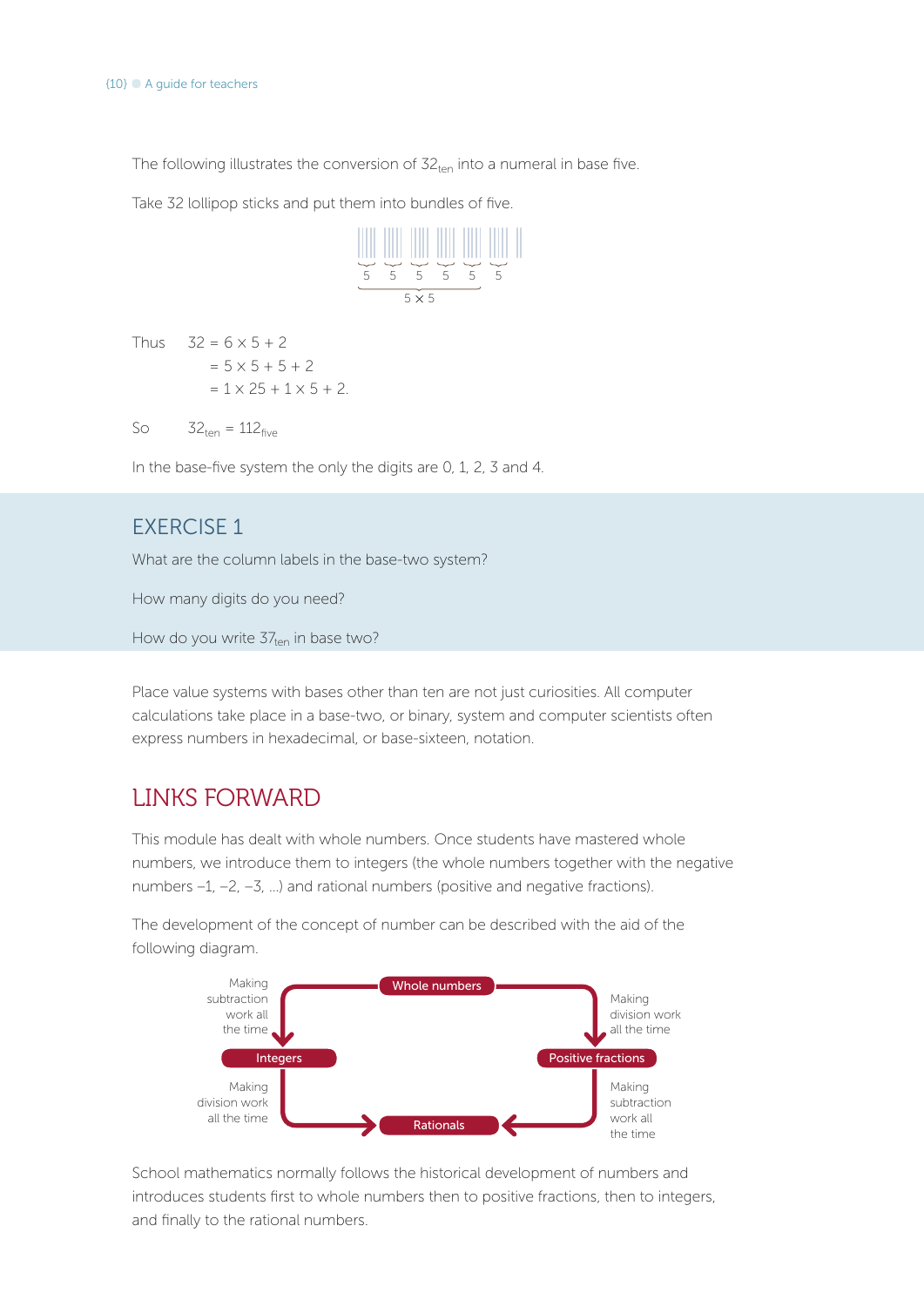The following illustrates the conversion of $32_{ten}$ into a numeral in base five.

Take 32 lollipop sticks and put them into bundles of five.

Thus $\quad 32 = 6 \times 5 + 2$

$\quad\quad\quad = 5 \times 5 + 5 + 2$

$\quad\quad\quad = 1 \times 25 + 1 \times 5 + 2.$

So $\quad 32_{ten} = 112_{five}$

In the base-five system the only the digits are 0, 1, 2, 3 and 4.

## EXERCISE 1

What are the column labels in the base-two system?

How many digits do you need?

How do you write $37_{ten}$ in base two?

Place value systems with bases other than ten are not just curiosities. All computer calculations take place in a base-two, or binary, system and computer scientists often express numbers in hexadecimal, or base-sixteen, notation.

## LINKS FORWARD

This module has dealt with whole numbers. Once students have mastered whole numbers, we introduce them to integers (the whole numbers together with the negative numbers –1, –2, –3, …) and rational numbers (positive and negative fractions).

The development of the concept of number can be described with the aid of the following diagram.

School mathematics normally follows the historical development of numbers and introduces students first to whole numbers then to positive fractions, then to integers, and finally to the rational numbers.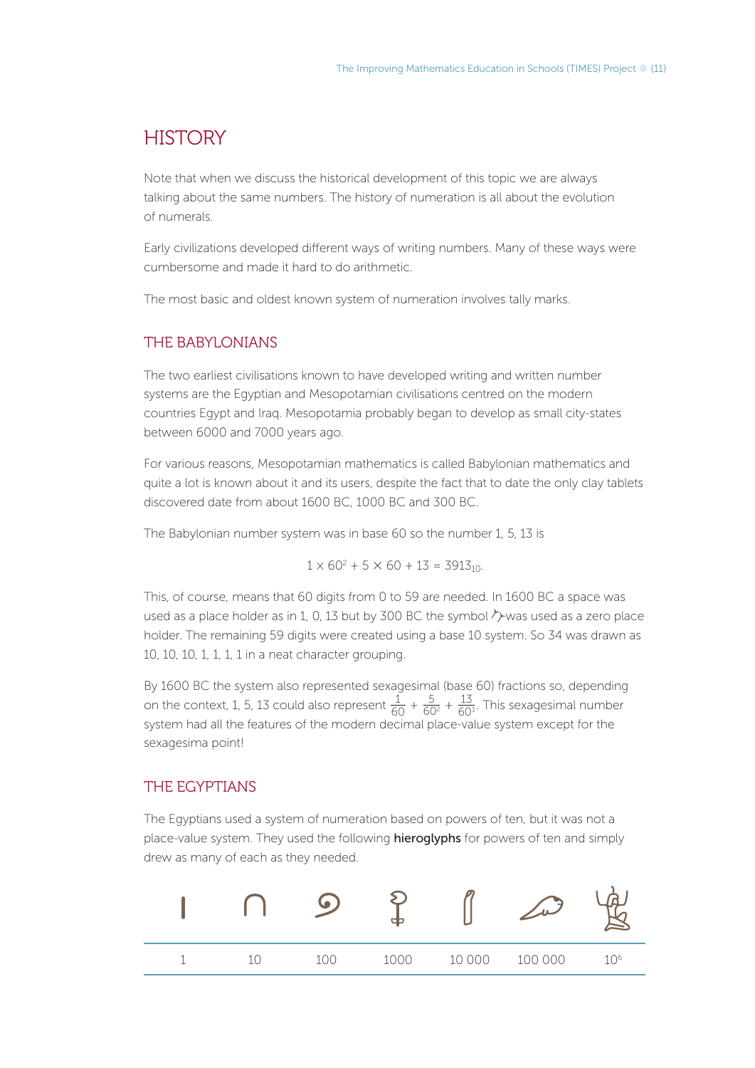# HISTORY

Note that when we discuss the historical development of this topic we are always talking about the same numbers. The history of numeration is all about the evolution of numerals.

Early civilizations developed different ways of writing numbers. Many of these ways were cumbersome and made it hard to do arithmetic.

The most basic and oldest known system of numeration involves tally marks.

## THE BABYLONIANS

The two earliest civilisations known to have developed writing and written number systems are the Egyptian and Mesopotamian civilisations centred on the modern countries Egypt and Iraq. Mesopotamia probably began to develop as small city-states between 6000 and 7000 years ago.

For various reasons, Mesopotamian mathematics is called Babylonian mathematics and quite a lot is known about it and its users, despite the fact that to date the only clay tablets discovered date from about 1600 BC, 1000 BC and 300 BC.

The Babylonian number system was in base 60 so the number 1, 5, 13 is

$$1 \times 60^2 + 5 \times 60 + 13 = 3913_{10}.$$

This, of course, means that 60 digits from 0 to 59 are needed. In 1600 BC a space was used as a place holder as in 1, 0, 13 but by 300 BC the symbol was used as a zero place holder. The remaining 59 digits were created using a base 10 system. So 34 was drawn as 10, 10, 10, 1, 1, 1, 1 in a neat character grouping.

By 1600 BC the system also represented sexagesimal (base 60) fractions so, depending on the context, 1, 5, 13 could also represent $\frac{1}{60} + \frac{5}{60^2} + \frac{13}{60^3}$. This sexagesimal number system had all the features of the modern decimal place-value system except for the sexagesima point!

## THE EGYPTIANS

The Egyptians used a system of numeration based on powers of ten, but it was not a place-value system. They used the following **hieroglyphs** for powers of ten and simply drew as many of each as they needed.

| | | | | | | |
|---|---|---|---|---|---|---|
| 1 | 10 | 100 | 1000 | 10 000 | 100 000 | $10^6$ |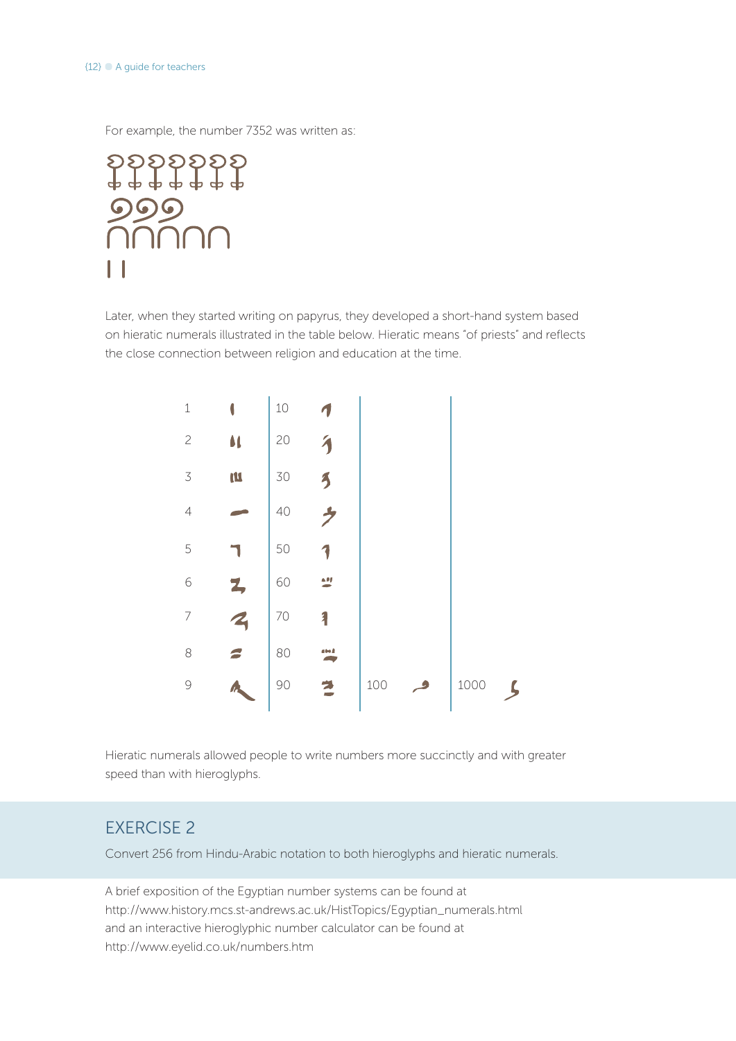For example, the number 7352 was written as:

Later, when they started writing on papyrus, they developed a short-hand system based on hieratic numerals illustrated in the table below. Hieratic means "of priests" and reflects the close connection between religion and education at the time.

| | | | | | | | |
|---|---|---|---|---|---|---|---|
| 1 | | 10 | | | | | |
| 2 | | 20 | | | | | |
| 3 | | 30 | | | | | |
| 4 | | 40 | | | | | |
| 5 | | 50 | | | | | |
| 6 | | 60 | | | | | |
| 7 | | 70 | | | | | |
| 8 | | 80 | | | | | |
| 9 | | 90 | | 100 | | 1000 | |

Hieratic numerals allowed people to write numbers more succinctly and with greater speed than with hieroglyphs.

## EXERCISE 2

Convert 256 from Hindu-Arabic notation to both hieroglyphs and hieratic numerals.

A brief exposition of the Egyptian number systems can be found at http://www.history.mcs.st-andrews.ac.uk/HistTopics/Egyptian_numerals.html and an interactive hieroglyphic number calculator can be found at http://www.eyelid.co.uk/numbers.htm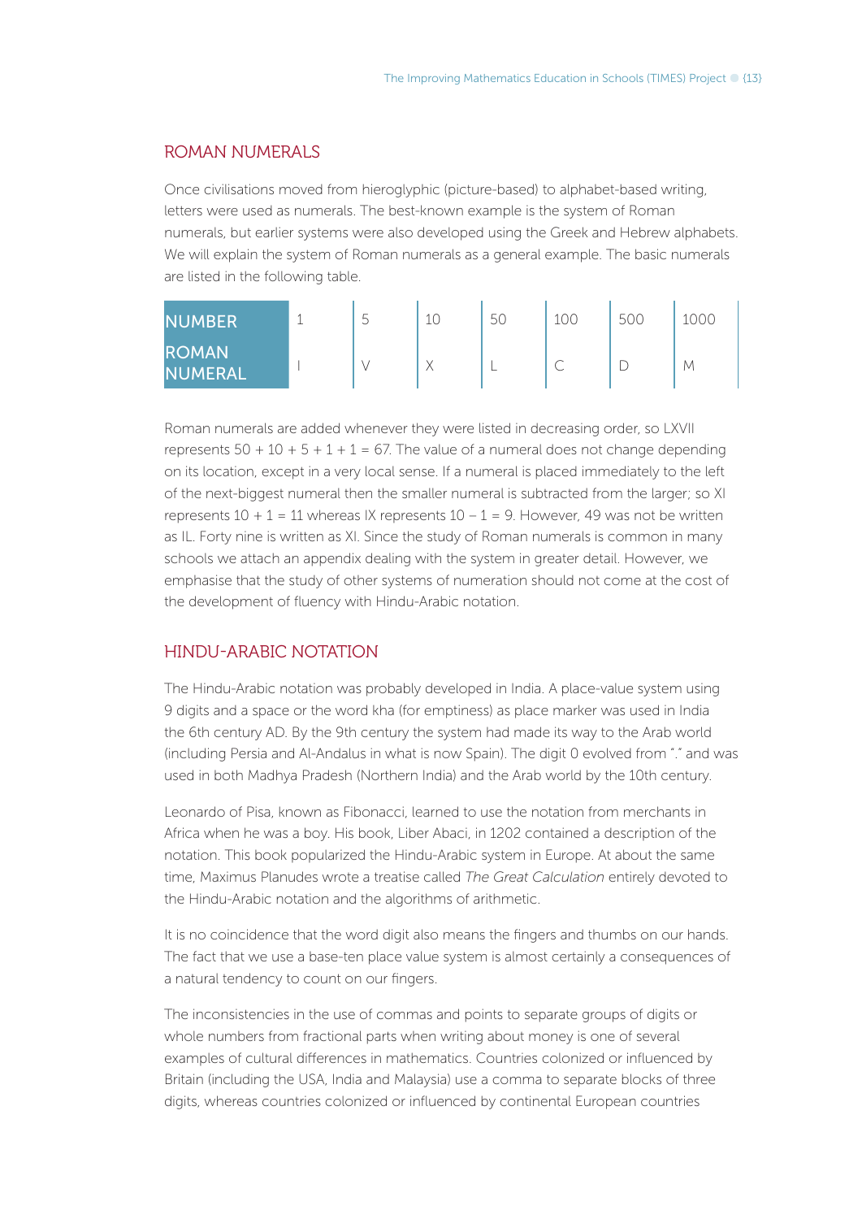## ROMAN NUMERALS

Once civilisations moved from hieroglyphic (picture-based) to alphabet-based writing, letters were used as numerals. The best-known example is the system of Roman numerals, but earlier systems were also developed using the Greek and Hebrew alphabets. We will explain the system of Roman numerals as a general example. The basic numerals are listed in the following table.

| NUMBER | 1 | 5 | 10 | 50 | 100 | 500 | 1000 |
|---|---|---|---|---|---|---|---|
| ROMAN NUMERAL | I | V | X | L | C | D | M |

Roman numerals are added whenever they were listed in decreasing order, so LXVII represents 50 + 10 + 5 + 1 + 1 = 67. The value of a numeral does not change depending on its location, except in a very local sense. If a numeral is placed immediately to the left of the next-biggest numeral then the smaller numeral is subtracted from the larger; so XI represents 10 + 1 = 11 whereas IX represents 10 – 1 = 9. However, 49 was not be written as IL. Forty nine is written as XI. Since the study of Roman numerals is common in many schools we attach an appendix dealing with the system in greater detail. However, we emphasise that the study of other systems of numeration should not come at the cost of the development of fluency with Hindu-Arabic notation.

## HINDU-ARABIC NOTATION

The Hindu-Arabic notation was probably developed in India. A place-value system using 9 digits and a space or the word kha (for emptiness) as place marker was used in India the 6th century AD. By the 9th century the system had made its way to the Arab world (including Persia and Al-Andalus in what is now Spain). The digit 0 evolved from "." and was used in both Madhya Pradesh (Northern India) and the Arab world by the 10th century.

Leonardo of Pisa, known as Fibonacci, learned to use the notation from merchants in Africa when he was a boy. His book, Liber Abaci, in 1202 contained a description of the notation. This book popularized the Hindu-Arabic system in Europe. At about the same time, Maximus Planudes wrote a treatise called *The Great Calculation* entirely devoted to the Hindu-Arabic notation and the algorithms of arithmetic.

It is no coincidence that the word digit also means the fingers and thumbs on our hands. The fact that we use a base-ten place value system is almost certainly a consequences of a natural tendency to count on our fingers.

The inconsistencies in the use of commas and points to separate groups of digits or whole numbers from fractional parts when writing about money is one of several examples of cultural differences in mathematics. Countries colonized or influenced by Britain (including the USA, India and Malaysia) use a comma to separate blocks of three digits, whereas countries colonized or influenced by continental European countries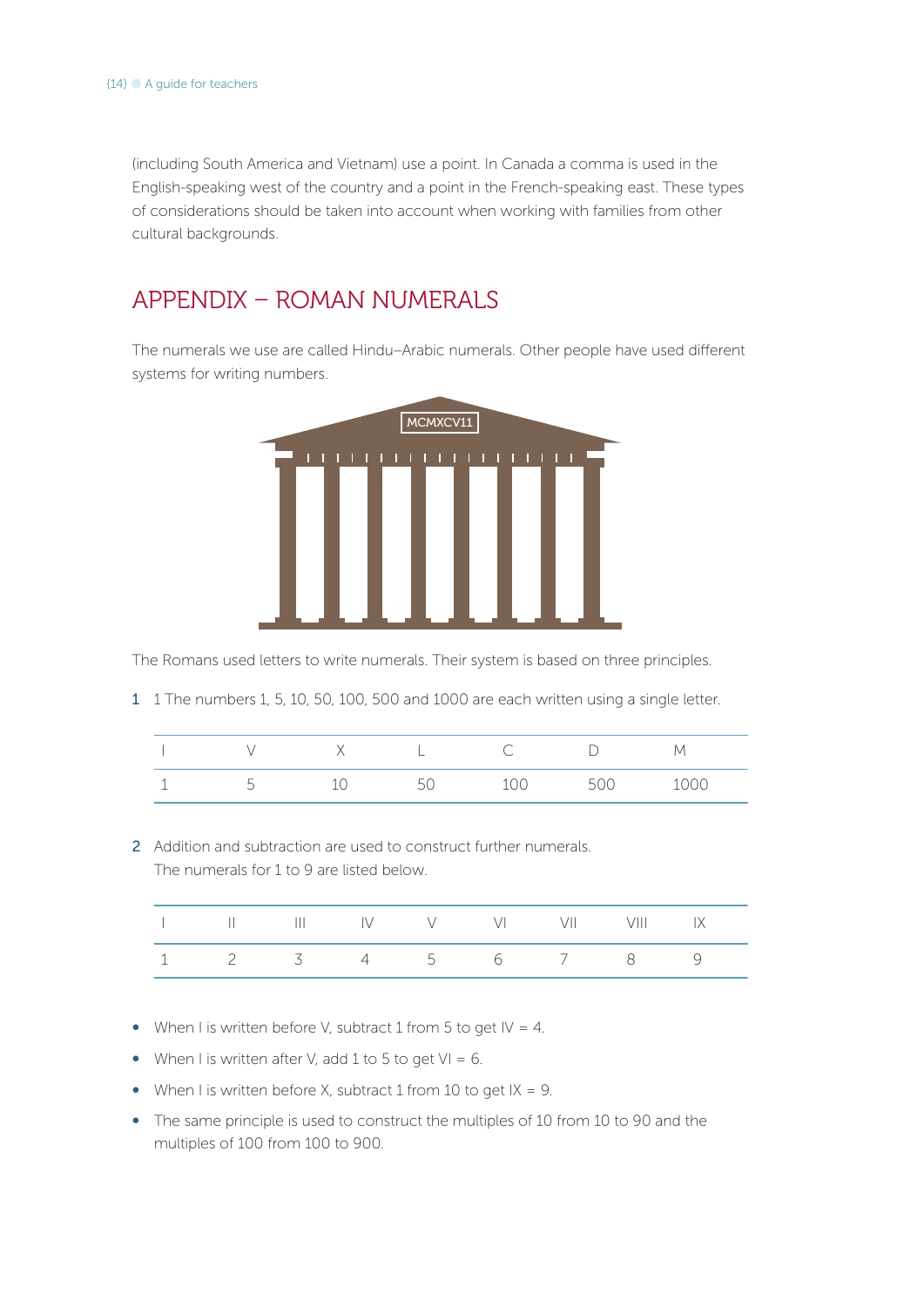(including South America and Vietnam) use a point. In Canada a comma is used in the English-speaking west of the country and a point in the French-speaking east. These types of considerations should be taken into account when working with families from other cultural backgrounds.

## APPENDIX – ROMAN NUMERALS

The numerals we use are called Hindu–Arabic numerals. Other people have used different systems for writing numbers.

MCMXCV11

The Romans used letters to write numerals. Their system is based on three principles.

1. 1 The numbers 1, 5, 10, 50, 100, 500 and 1000 are each written using a single letter.

| I | V | X | L | C | D | M |
|---|---|---|---|---|---|---|
| 1 | 5 | 10 | 50 | 100 | 500 | 1000 |

2. Addition and subtraction are used to construct further numerals.
   The numerals for 1 to 9 are listed below.

| I | II | III | IV | V | VI | VII | VIII | IX |
|---|---|---|---|---|---|---|---|---|
| 1 | 2 | 3 | 4 | 5 | 6 | 7 | 8 | 9 |

- When I is written before V, subtract 1 from 5 to get IV = 4.
- When I is written after V, add 1 to 5 to get VI = 6.
- When I is written before X, subtract 1 from 10 to get IX = 9.
- The same principle is used to construct the multiples of 10 from 10 to 90 and the multiples of 100 from 100 to 900.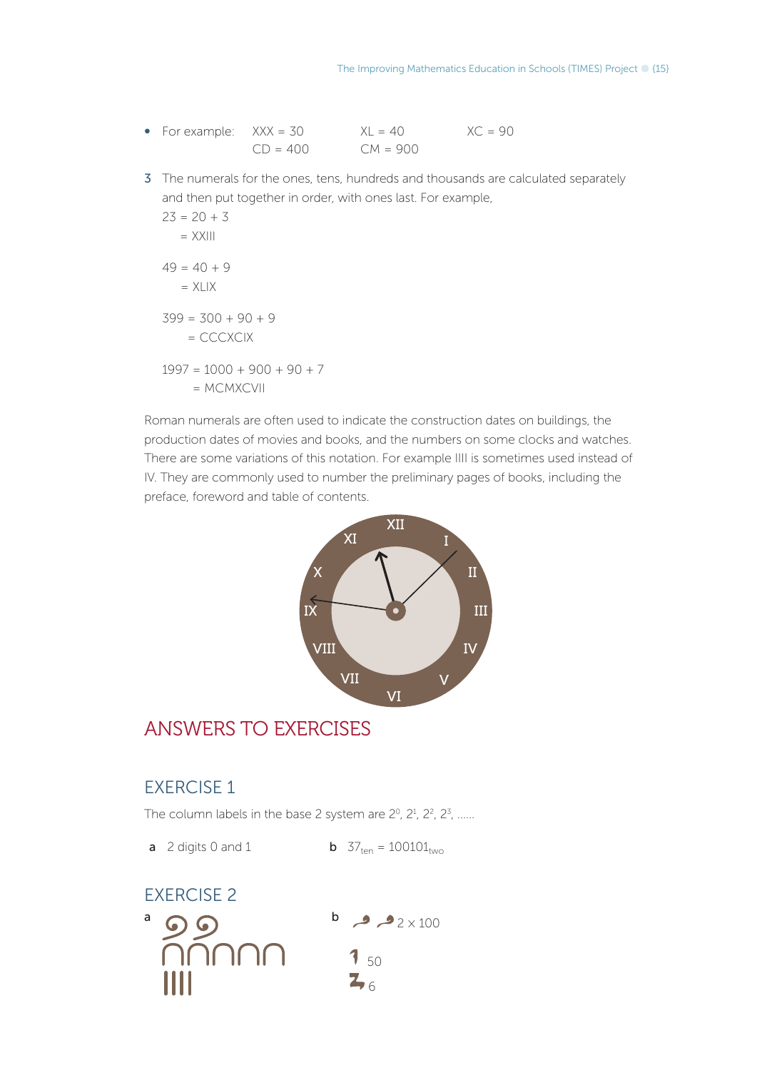- For example: XXX = 30   XL = 40   XC = 90
  CD = 400   CM = 900

3 The numerals for the ones, tens, hundreds and thousands are calculated separately and then put together in order, with ones last. For example,

   23 = 20 + 3
   = XXIII

   49 = 40 + 9
   = XLIX

   399 = 300 + 90 + 9
   = CCCXCIX

   1997 = 1000 + 900 + 90 + 7
   = MCMXCVII

Roman numerals are often used to indicate the construction dates on buildings, the production dates of movies and books, and the numbers on some clocks and watches. There are some variations of this notation. For example IIII is sometimes used instead of IV. They are commonly used to number the preliminary pages of books, including the preface, foreword and table of contents.

# ANSWERS TO EXERCISES

## EXERCISE 1

The column labels in the base 2 system are $2^0$, $2^1$, $2^2$, $2^3$, ......

**a** 2 digits 0 and 1

**b** $37_{ten} = 100101_{two}$

## EXERCISE 2

**a**

**b** 2 × 100

50

6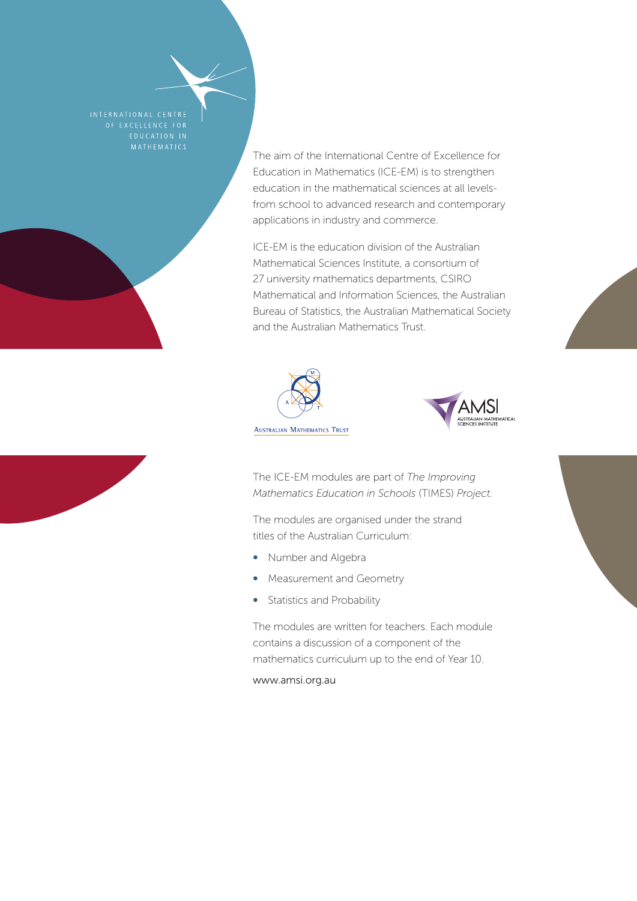INTERNATIONAL CENTRE OF EXCELLENCE FOR EDUCATION IN MATHEMATICS

The aim of the International Centre of Excellence for Education in Mathematics (ICE-EM) is to strengthen education in the mathematical sciences at all levels-from school to advanced research and contemporary applications in industry and commerce.

ICE-EM is the education division of the Australian Mathematical Sciences Institute, a consortium of 27 university mathematics departments, CSIRO Mathematical and Information Sciences, the Australian Bureau of Statistics, the Australian Mathematical Society and the Australian Mathematics Trust.

Australian Mathematics Trust

AMSI AUSTRALIAN MATHEMATICAL SCIENCES INSTITUTE

The ICE-EM modules are part of *The Improving Mathematics Education in Schools* (TIMES) *Project.*

The modules are organised under the strand titles of the Australian Curriculum:

- Number and Algebra
- Measurement and Geometry
- Statistics and Probability

The modules are written for teachers. Each module contains a discussion of a component of the mathematics curriculum up to the end of Year 10.

www.amsi.org.au